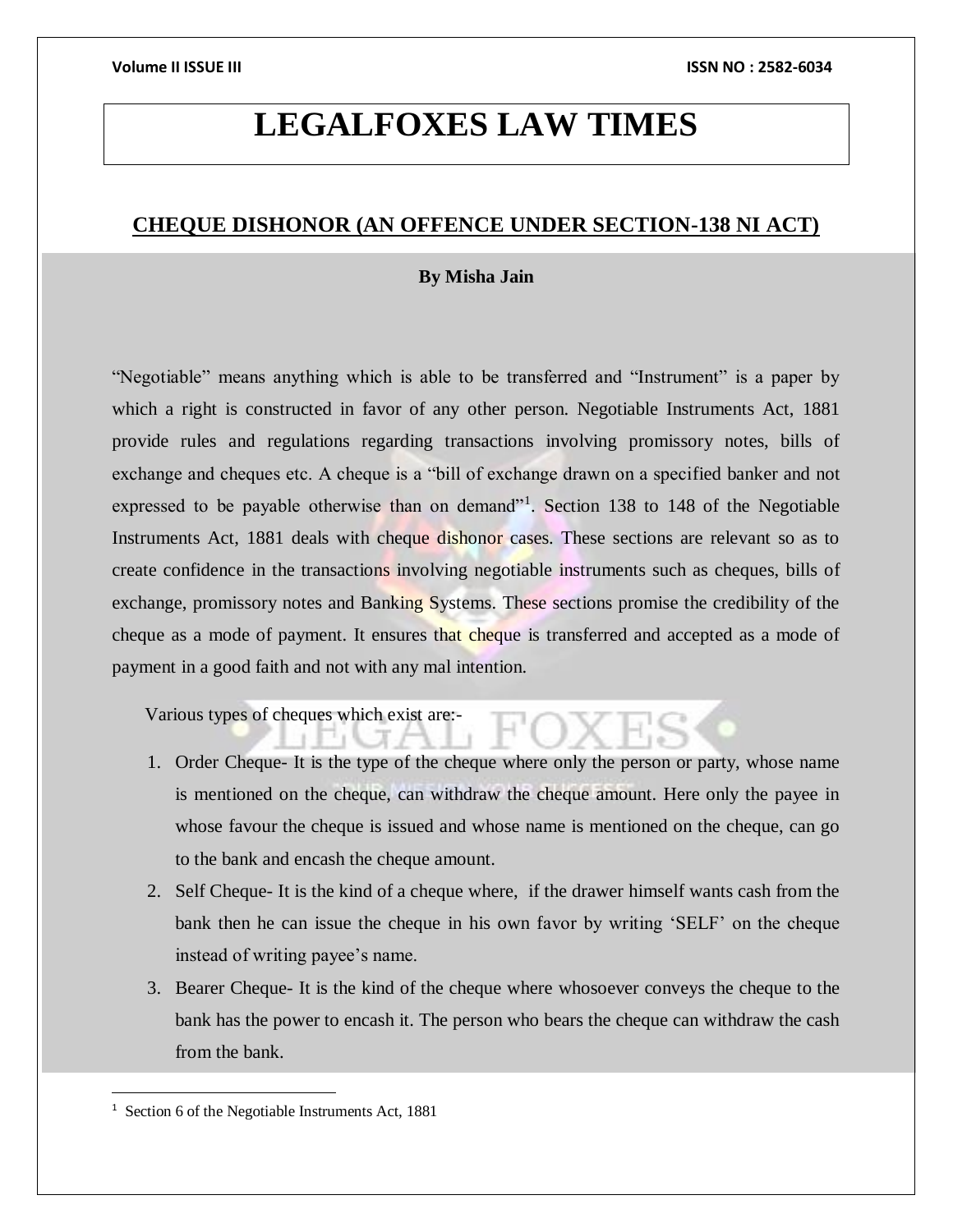# LEGALFOXES LAW TIMES

## CHEQUE DISHONOR (AN OFFENCE UNDER SECTION-138 NI ACT)

**By Misha Jain**

"Negotiable" means anything which is able to be transferred and "Instrument" is a paper by which a right is constructed in favor of any other person. Negotiable Instruments Act, 1881 provide rules and regulations regarding transactions involving promissory notes, bills of exchange and cheques etc. A cheque is a "bill of exchange drawn on a specified banker and not expressed to be payable otherwise than on demand"[1]. Section 138 to 148 of the Negotiable Instruments Act, 1881 deals with cheque dishonor cases. These sections are relevant so as to create confidence in the transactions involving negotiable instruments such as cheques, bills of exchange, promissory notes and Banking Systems. These sections promise the credibility of the cheque as a mode of payment. It ensures that cheque is transferred and accepted as a mode of payment in a good faith and not with any mal intention.

Various types of cheques which exist are:-

1. Order Cheque- It is the type of the cheque where only the person or party, whose name is mentioned on the cheque, can withdraw the cheque amount. Here only the payee in whose favour the cheque is issued and whose name is mentioned on the cheque, can go to the bank and encash the cheque amount.
2. Self Cheque- It is the kind of a cheque where, if the drawer himself wants cash from the bank then he can issue the cheque in his own favor by writing 'SELF' on the cheque instead of writing payee's name.
3. Bearer Cheque- It is the kind of the cheque where whosoever conveys the cheque to the bank has the power to encash it. The person who bears the cheque can withdraw the cash from the bank.

[1] Section 6 of the Negotiable Instruments Act, 1881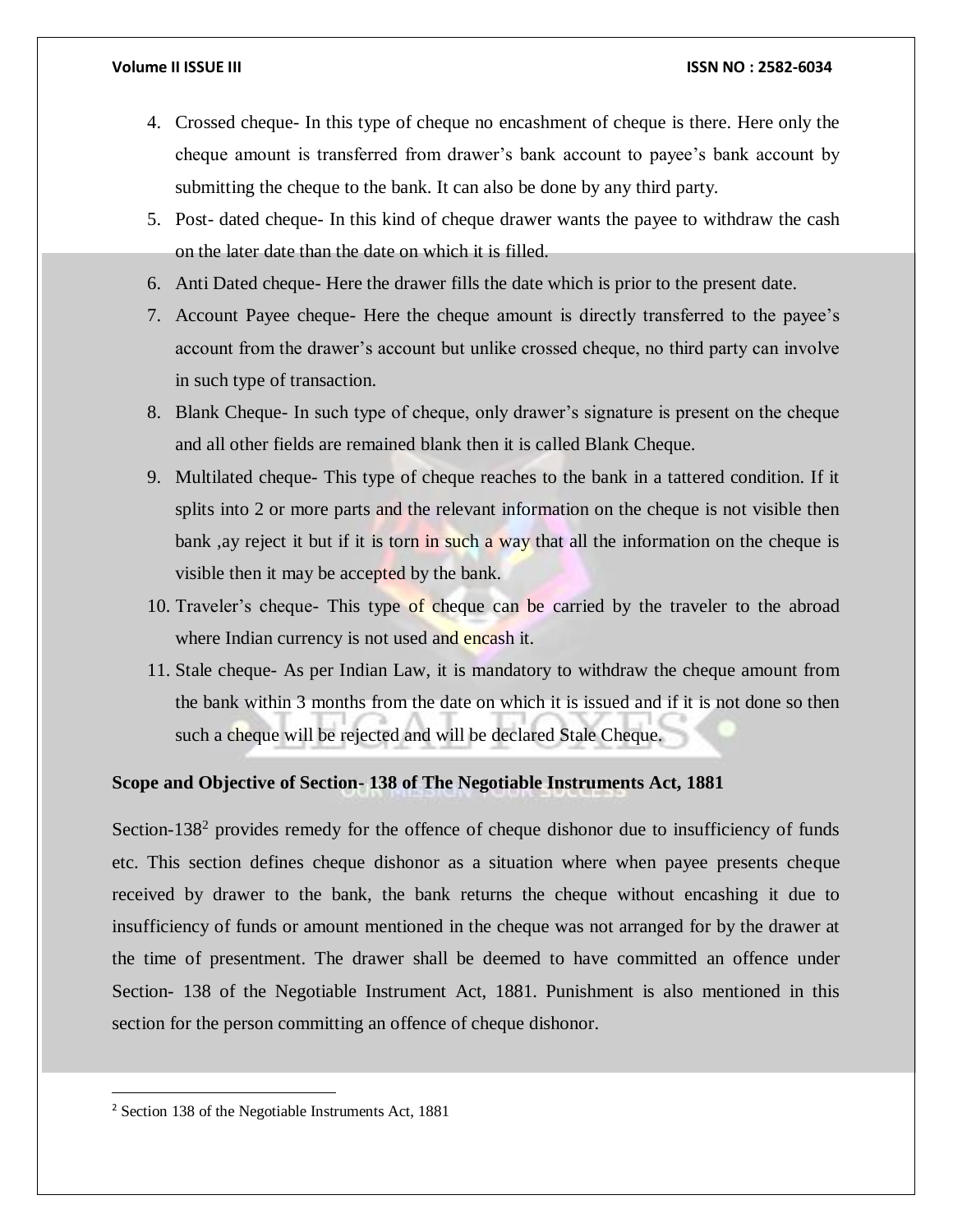4. Crossed cheque- In this type of cheque no encashment of cheque is there. Here only the cheque amount is transferred from drawer's bank account to payee's bank account by submitting the cheque to the bank. It can also be done by any third party.
5. Post- dated cheque- In this kind of cheque drawer wants the payee to withdraw the cash on the later date than the date on which it is filled.
6. Anti Dated cheque- Here the drawer fills the date which is prior to the present date.
7. Account Payee cheque- Here the cheque amount is directly transferred to the payee's account from the drawer's account but unlike crossed cheque, no third party can involve in such type of transaction.
8. Blank Cheque- In such type of cheque, only drawer's signature is present on the cheque and all other fields are remained blank then it is called Blank Cheque.
9. Multilated cheque- This type of cheque reaches to the bank in a tattered condition. If it splits into 2 or more parts and the relevant information on the cheque is not visible then bank ,ay reject it but if it is torn in such a way that all the information on the cheque is visible then it may be accepted by the bank.
10. Traveler's cheque- This type of cheque can be carried by the traveler to the abroad where Indian currency is not used and encash it.
11. Stale cheque- As per Indian Law, it is mandatory to withdraw the cheque amount from the bank within 3 months from the date on which it is issued and if it is not done so then such a cheque will be rejected and will be declared Stale Cheque.

**Scope and Objective of Section- 138 of The Negotiable Instruments Act, 1881**

Section-138[2] provides remedy for the offence of cheque dishonor due to insufficiency of funds etc. This section defines cheque dishonor as a situation where when payee presents cheque received by drawer to the bank, the bank returns the cheque without encashing it due to insufficiency of funds or amount mentioned in the cheque was not arranged for by the drawer at the time of presentment. The drawer shall be deemed to have committed an offence under Section- 138 of the Negotiable Instrument Act, 1881. Punishment is also mentioned in this section for the person committing an offence of cheque dishonor.

[2] Section 138 of the Negotiable Instruments Act, 1881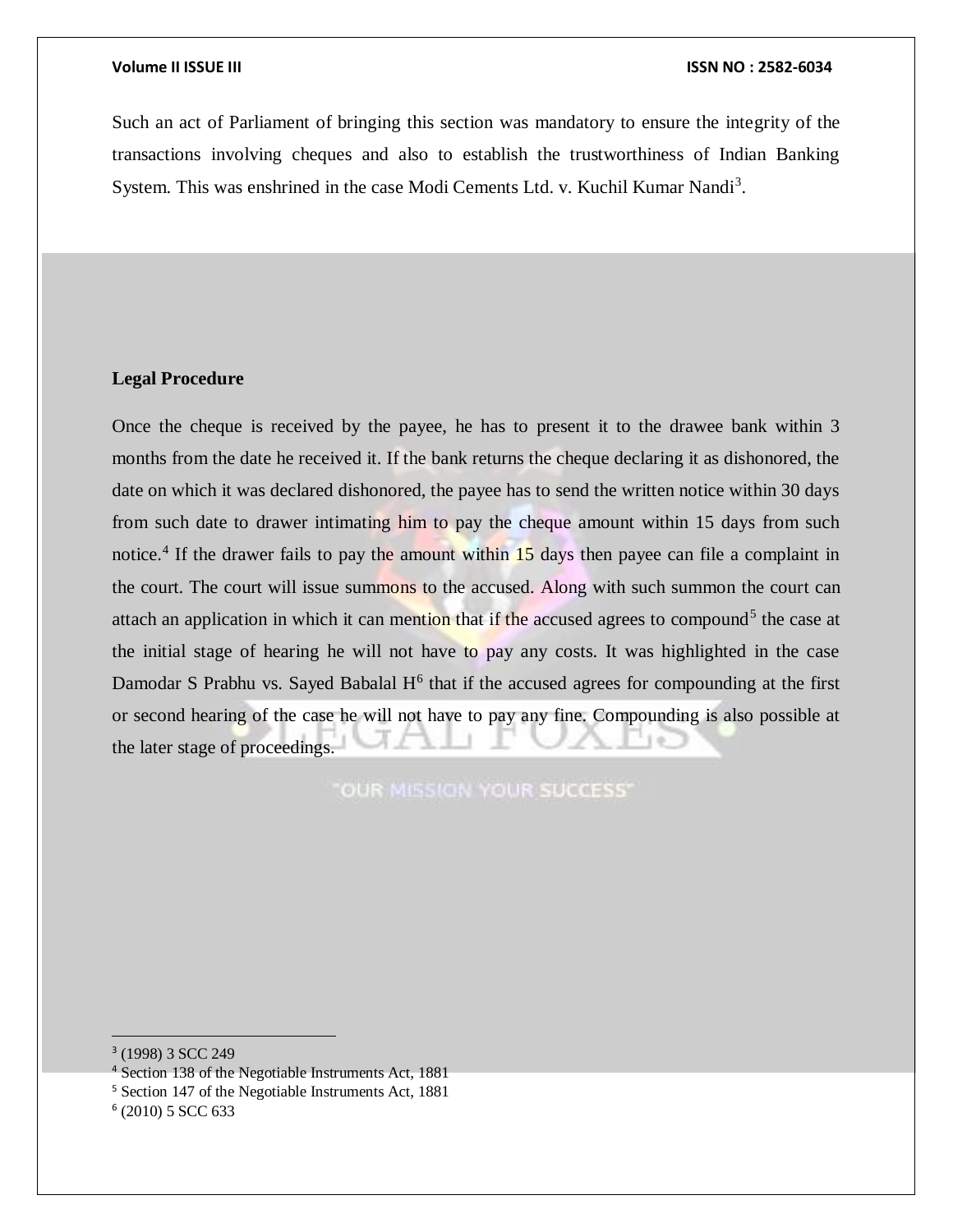Such an act of Parliament of bringing this section was mandatory to ensure the integrity of the transactions involving cheques and also to establish the trustworthiness of Indian Banking System. This was enshrined in the case Modi Cements Ltd. v. Kuchil Kumar Nandi[3].

**Legal Procedure**

Once the cheque is received by the payee, he has to present it to the drawee bank within 3 months from the date he received it. If the bank returns the cheque declaring it as dishonored, the date on which it was declared dishonored, the payee has to send the written notice within 30 days from such date to drawer intimating him to pay the cheque amount within 15 days from such notice.[4] If the drawer fails to pay the amount within 15 days then payee can file a complaint in the court. The court will issue summons to the accused. Along with such summon the court can attach an application in which it can mention that if the accused agrees to compound[5] the case at the initial stage of hearing he will not have to pay any costs. It was highlighted in the case Damodar S Prabhu vs. Sayed Babalal H[6] that if the accused agrees for compounding at the first or second hearing of the case he will not have to pay any fine. Compounding is also possible at the later stage of proceedings.

---

[3] (1998) 3 SCC 249

[4] Section 138 of the Negotiable Instruments Act, 1881

[5] Section 147 of the Negotiable Instruments Act, 1881

[6] (2010) 5 SCC 633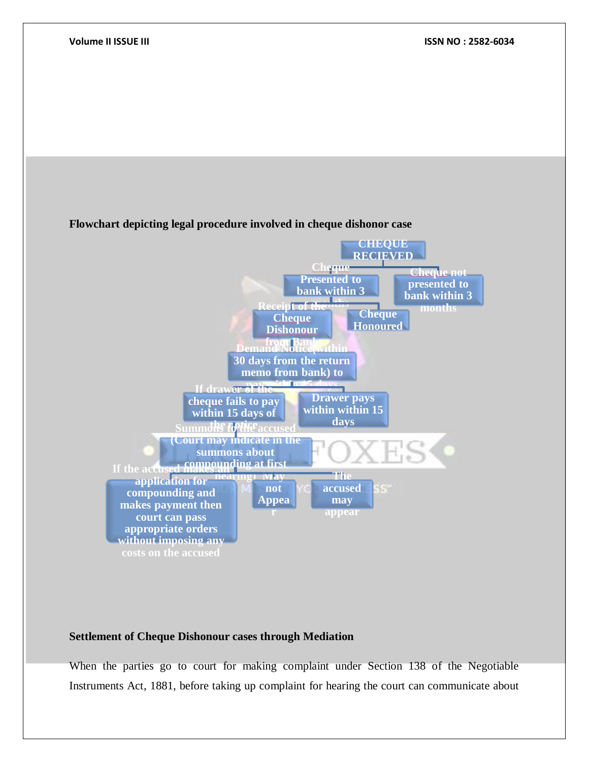**Flowchart depicting legal procedure involved in cheque dishonor case**

- CHEQUE RECIEVED
  - Cheque Presented to bank within 3 months
    - Receipt of the Cheque Dishonour from Bank
      - Demand Notice(within 30 days from the return memo from bank) to pay within 15 days
        - If drawer of the cheque fails to pay within 15 days of the notice
          - Summons to the accused (Court may indicate in the summons about compounding at first hearing)
            - If the accused makes an application for compounding and makes payment then court can pass appropriate orders without imposing any costs on the accused
            - May not Appear
            - The accused may appear
        - Drawer pays within within 15 days
    - Cheque Honoured
  - Cheque not presented to bank within 3 months

**Settlement of Cheque Dishonour cases through Mediation**

When the parties go to court for making complaint under Section 138 of the Negotiable Instruments Act, 1881, before taking up complaint for hearing the court can communicate about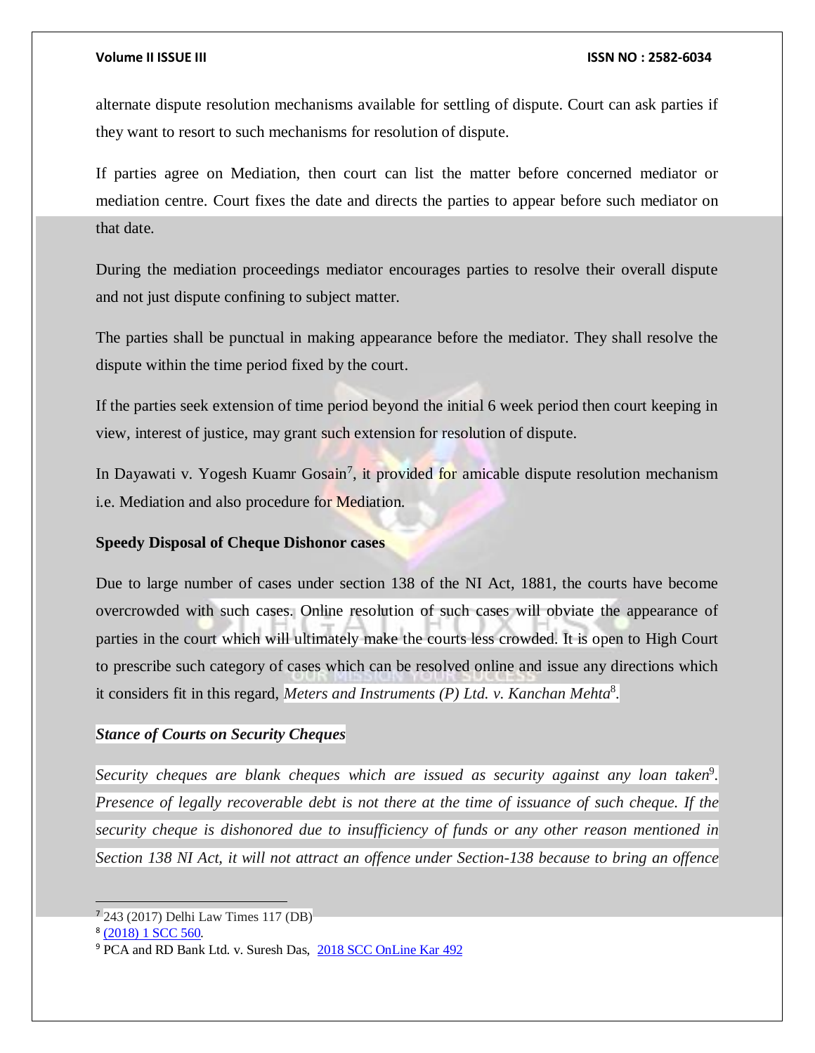alternate dispute resolution mechanisms available for settling of dispute. Court can ask parties if they want to resort to such mechanisms for resolution of dispute.

If parties agree on Mediation, then court can list the matter before concerned mediator or mediation centre. Court fixes the date and directs the parties to appear before such mediator on that date.

During the mediation proceedings mediator encourages parties to resolve their overall dispute and not just dispute confining to subject matter.

The parties shall be punctual in making appearance before the mediator. They shall resolve the dispute within the time period fixed by the court.

If the parties seek extension of time period beyond the initial 6 week period then court keeping in view, interest of justice, may grant such extension for resolution of dispute.

In Dayawati v. Yogesh Kuamr Gosain[7], it provided for amicable dispute resolution mechanism i.e. Mediation and also procedure for Mediation.

**Speedy Disposal of Cheque Dishonor cases**

Due to large number of cases under section 138 of the NI Act, 1881, the courts have become overcrowded with such cases. Online resolution of such cases will obviate the appearance of parties in the court which will ultimately make the courts less crowded. It is open to High Court to prescribe such category of cases which can be resolved online and issue any directions which it considers fit in this regard, *Meters and Instruments (P) Ltd. v. Kanchan Mehta*[8].

***Stance of Courts on Security Cheques***

*Security cheques are blank cheques which are issued as security against any loan taken*[9]*. Presence of legally recoverable debt is not there at the time of issuance of such cheque. If the security cheque is dishonored due to insufficiency of funds or any other reason mentioned in Section 138 NI Act, it will not attract an offence under Section-138 because to bring an offence*

---

[7] 243 (2017) Delhi Law Times 117 (DB)

[8] (2018) 1 SCC 560.

[9] PCA and RD Bank Ltd. v. Suresh Das, 2018 SCC OnLine Kar 492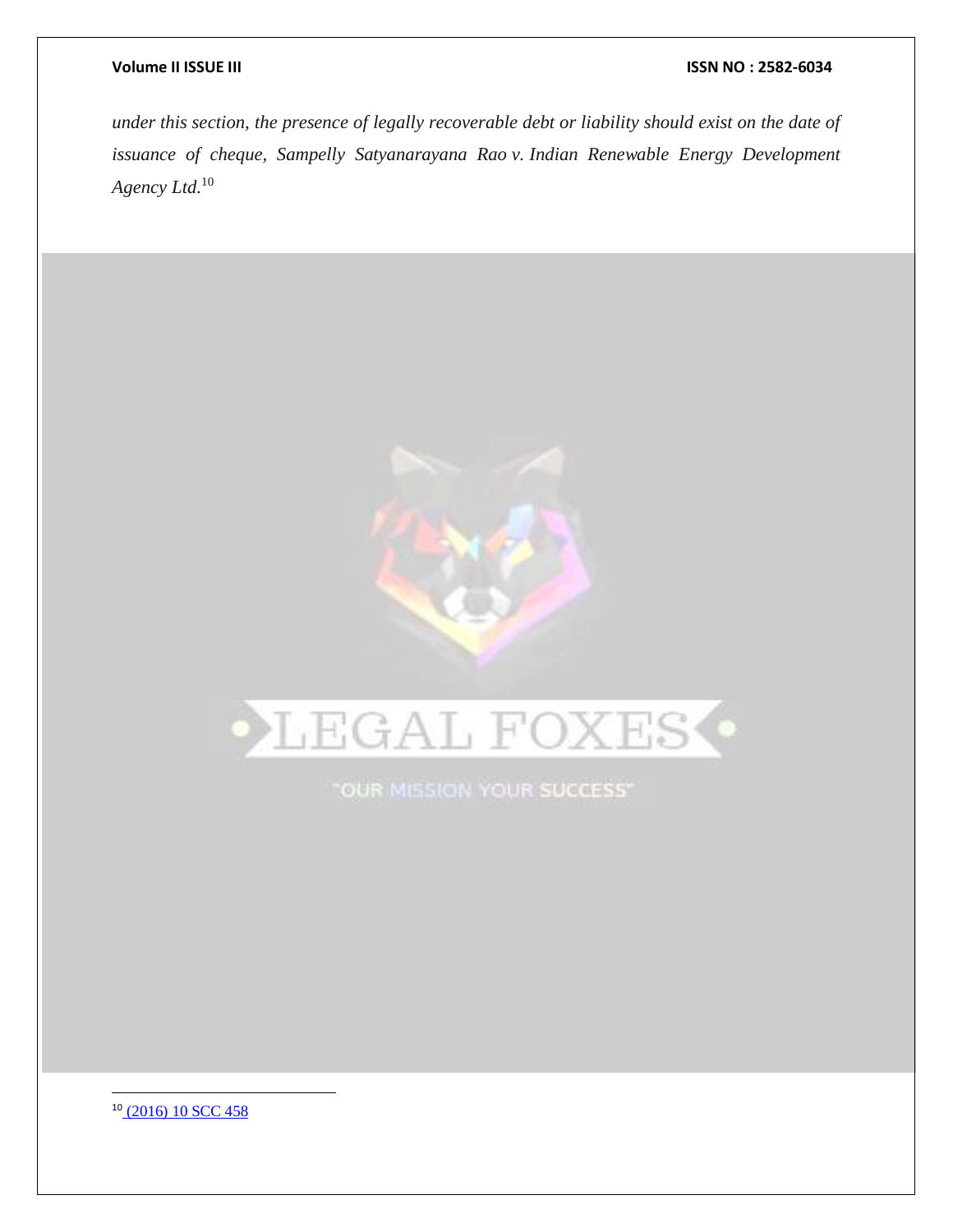*under this section, the presence of legally recoverable debt or liability should exist on the date of issuance of cheque, Sampelly Satyanarayana Rao v. Indian Renewable Energy Development Agency Ltd.*[10]

[10] (2016) 10 SCC 458